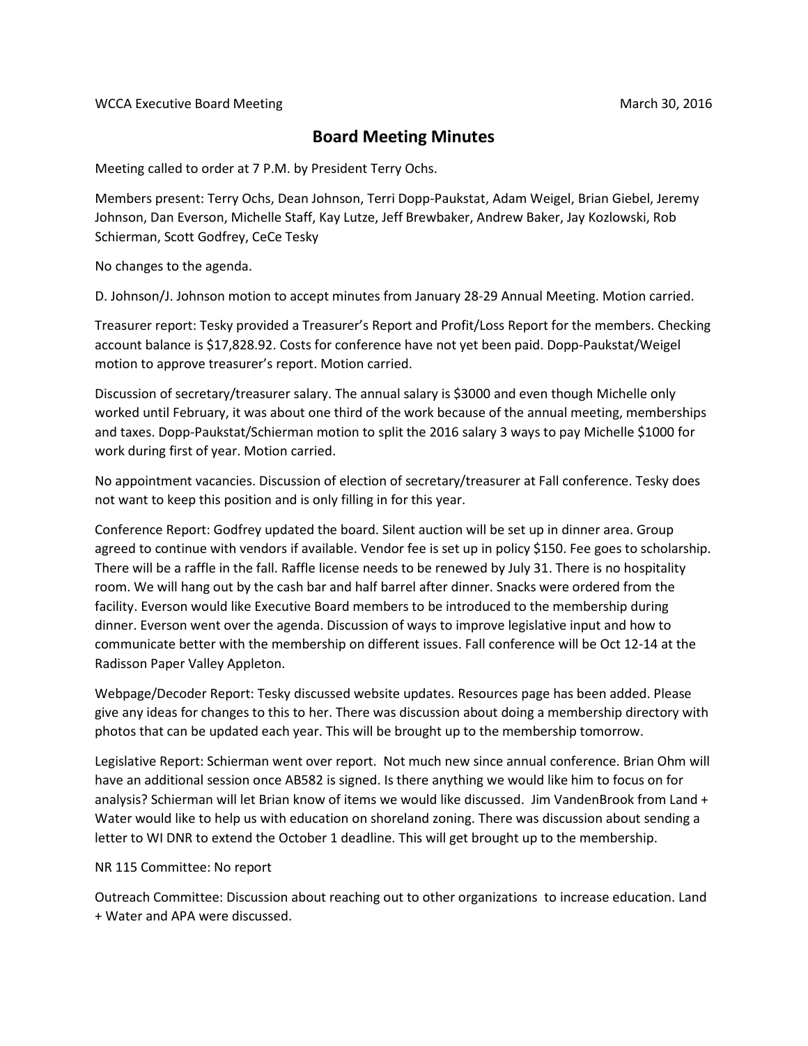WCCA Executive Board Meeting March 30, 2016

# Board Meeting Minutes

Meeting called to order at 7 P.M. by President Terry Ochs.

Members present: Terry Ochs, Dean Johnson, Terri Dopp-Paukstat, Adam Weigel, Brian Giebel, Jeremy Johnson, Dan Everson, Michelle Staff, Kay Lutze, Jeff Brewbaker, Andrew Baker, Jay Kozlowski, Rob Schierman, Scott Godfrey, CeCe Tesky

No changes to the agenda.

D. Johnson/J. Johnson motion to accept minutes from January 28-29 Annual Meeting. Motion carried.

Treasurer report: Tesky provided a Treasurer's Report and Profit/Loss Report for the members. Checking account balance is $17,828.92. Costs for conference have not yet been paid. Dopp-Paukstat/Weigel motion to approve treasurer's report. Motion carried.

Discussion of secretary/treasurer salary. The annual salary is $3000 and even though Michelle only worked until February, it was about one third of the work because of the annual meeting, memberships and taxes. Dopp-Paukstat/Schierman motion to split the 2016 salary 3 ways to pay Michelle $1000 for work during first of year. Motion carried.

No appointment vacancies. Discussion of election of secretary/treasurer at Fall conference. Tesky does not want to keep this position and is only filling in for this year.

Conference Report: Godfrey updated the board. Silent auction will be set up in dinner area. Group agreed to continue with vendors if available. Vendor fee is set up in policy $150. Fee goes to scholarship. There will be a raffle in the fall. Raffle license needs to be renewed by July 31. There is no hospitality room. We will hang out by the cash bar and half barrel after dinner. Snacks were ordered from the facility. Everson would like Executive Board members to be introduced to the membership during dinner. Everson went over the agenda. Discussion of ways to improve legislative input and how to communicate better with the membership on different issues. Fall conference will be Oct 12-14 at the Radisson Paper Valley Appleton.

Webpage/Decoder Report: Tesky discussed website updates. Resources page has been added. Please give any ideas for changes to this to her. There was discussion about doing a membership directory with photos that can be updated each year. This will be brought up to the membership tomorrow.

Legislative Report: Schierman went over report. Not much new since annual conference. Brian Ohm will have an additional session once AB582 is signed. Is there anything we would like him to focus on for analysis? Schierman will let Brian know of items we would like discussed. Jim VandenBrook from Land + Water would like to help us with education on shoreland zoning. There was discussion about sending a letter to WI DNR to extend the October 1 deadline. This will get brought up to the membership.

NR 115 Committee: No report

Outreach Committee: Discussion about reaching out to other organizations to increase education. Land + Water and APA were discussed.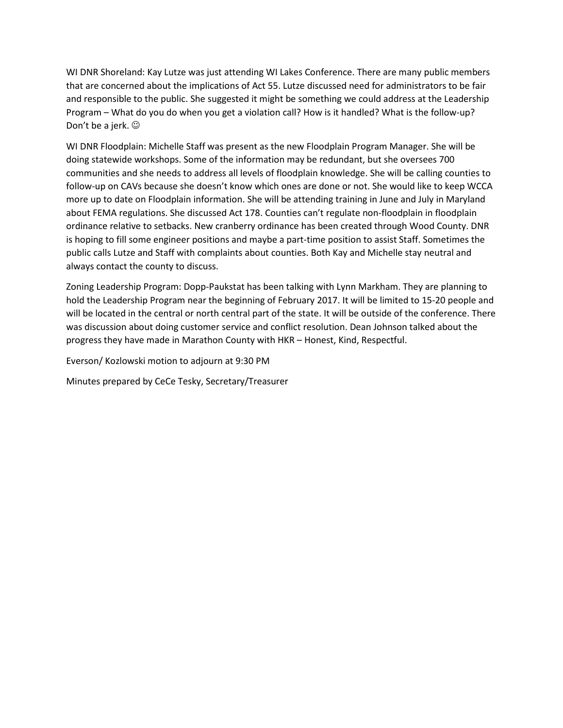WI DNR Shoreland: Kay Lutze was just attending WI Lakes Conference. There are many public members that are concerned about the implications of Act 55. Lutze discussed need for administrators to be fair and responsible to the public. She suggested it might be something we could address at the Leadership Program – What do you do when you get a violation call? How is it handled? What is the follow-up? Don't be a jerk. ☺

WI DNR Floodplain: Michelle Staff was present as the new Floodplain Program Manager. She will be doing statewide workshops. Some of the information may be redundant, but she oversees 700 communities and she needs to address all levels of floodplain knowledge. She will be calling counties to follow-up on CAVs because she doesn't know which ones are done or not. She would like to keep WCCA more up to date on Floodplain information. She will be attending training in June and July in Maryland about FEMA regulations. She discussed Act 178. Counties can't regulate non-floodplain in floodplain ordinance relative to setbacks. New cranberry ordinance has been created through Wood County. DNR is hoping to fill some engineer positions and maybe a part-time position to assist Staff. Sometimes the public calls Lutze and Staff with complaints about counties. Both Kay and Michelle stay neutral and always contact the county to discuss.

Zoning Leadership Program: Dopp-Paukstat has been talking with Lynn Markham. They are planning to hold the Leadership Program near the beginning of February 2017. It will be limited to 15-20 people and will be located in the central or north central part of the state. It will be outside of the conference. There was discussion about doing customer service and conflict resolution. Dean Johnson talked about the progress they have made in Marathon County with HKR – Honest, Kind, Respectful.

Everson/ Kozlowski motion to adjourn at 9:30 PM

Minutes prepared by CeCe Tesky, Secretary/Treasurer